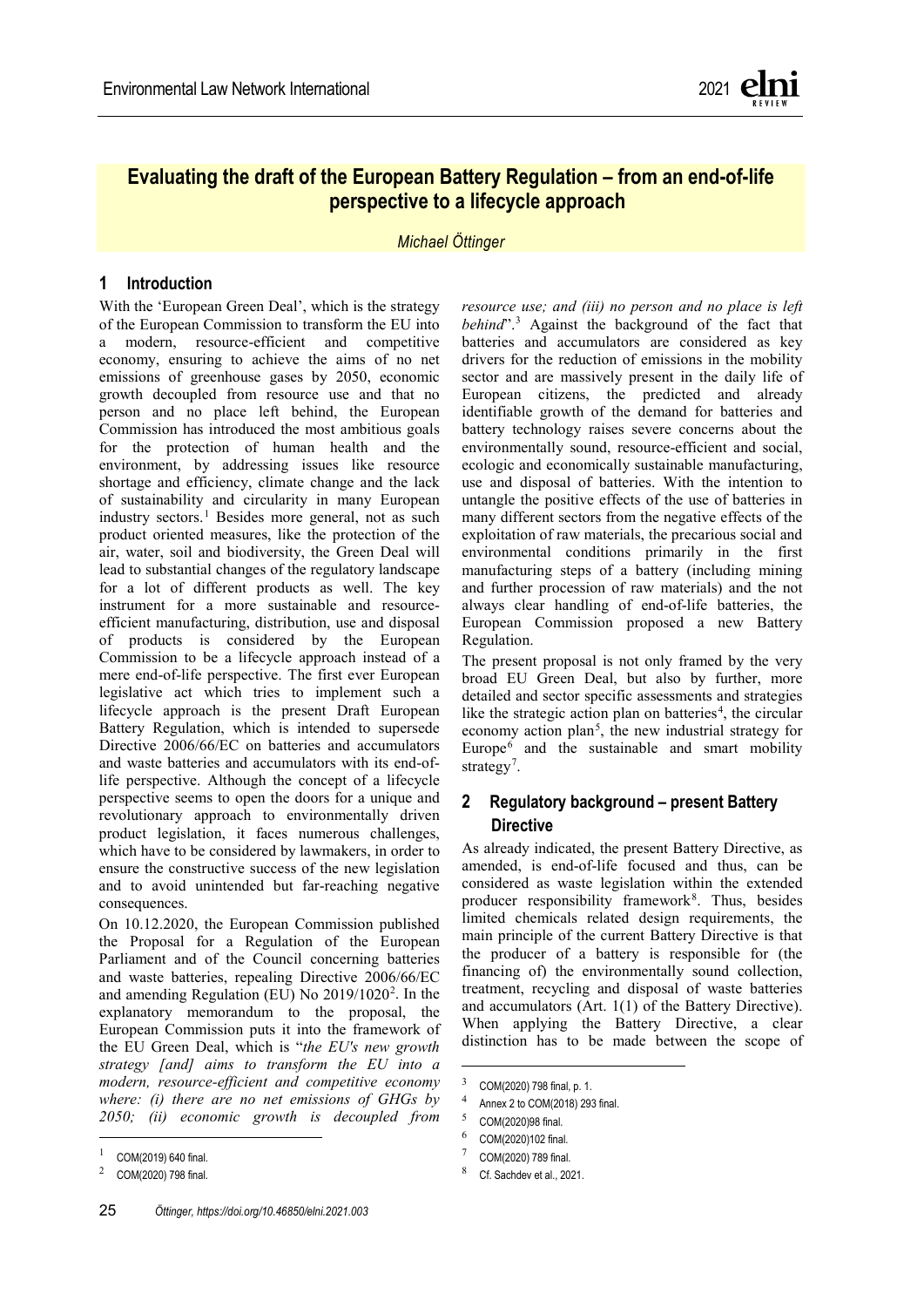# Evaluating the draft of the European Battery Regulation – from an end-of-life perspective to a lifecycle approach

*Michael Öttinger*

## 1 Introduction

With the 'European Green Deal', which is the strategy of the European Commission to transform the EU into a modern, resource-efficient and competitive economy, ensuring to achieve the aims of no net emissions of greenhouse gases by 2050, economic growth decoupled from resource use and that no person and no place left behind, the European Commission has introduced the most ambitious goals for the protection of human health and the environment, by addressing issues like resource shortage and efficiency, climate change and the lack of sustainability and circularity in many European industry sectors.[1] Besides more general, not as such product oriented measures, like the protection of the air, water, soil and biodiversity, the Green Deal will lead to substantial changes of the regulatory landscape for a lot of different products as well. The key instrument for a more sustainable and resource-efficient manufacturing, distribution, use and disposal of products is considered by the European Commission to be a lifecycle approach instead of a mere end-of-life perspective. The first ever European legislative act which tries to implement such a lifecycle approach is the present Draft European Battery Regulation, which is intended to supersede Directive 2006/66/EC on batteries and accumulators and waste batteries and accumulators with its end-of-life perspective. Although the concept of a lifecycle perspective seems to open the doors for a unique and revolutionary approach to environmentally driven product legislation, it faces numerous challenges, which have to be considered by lawmakers, in order to ensure the constructive success of the new legislation and to avoid unintended but far-reaching negative consequences.

On 10.12.2020, the European Commission published the Proposal for a Regulation of the European Parliament and of the Council concerning batteries and waste batteries, repealing Directive 2006/66/EC and amending Regulation (EU) No 2019/1020[2]. In the explanatory memorandum to the proposal, the European Commission puts it into the framework of the EU Green Deal, which is "*the EU's new growth strategy [and] aims to transform the EU into a modern, resource-efficient and competitive economy where: (i) there are no net emissions of GHGs by 2050; (ii) economic growth is decoupled from resource use; and (iii) no person and no place is left behind*".[3] Against the background of the fact that batteries and accumulators are considered as key drivers for the reduction of emissions in the mobility sector and are massively present in the daily life of European citizens, the predicted and already identifiable growth of the demand for batteries and battery technology raises severe concerns about the environmentally sound, resource-efficient and social, ecologic and economically sustainable manufacturing, use and disposal of batteries. With the intention to untangle the positive effects of the use of batteries in many different sectors from the negative effects of the exploitation of raw materials, the precarious social and environmental conditions primarily in the first manufacturing steps of a battery (including mining and further procession of raw materials) and the not always clear handling of end-of-life batteries, the European Commission proposed a new Battery Regulation.

The present proposal is not only framed by the very broad EU Green Deal, but also by further, more detailed and sector specific assessments and strategies like the strategic action plan on batteries[4], the circular economy action plan[5], the new industrial strategy for Europe[6] and the sustainable and smart mobility strategy[7].

## 2 Regulatory background – present Battery Directive

As already indicated, the present Battery Directive, as amended, is end-of-life focused and thus, can be considered as waste legislation within the extended producer responsibility framework[8]. Thus, besides limited chemicals related design requirements, the main principle of the current Battery Directive is that the producer of a battery is responsible for (the financing of) the environmentally sound collection, treatment, recycling and disposal of waste batteries and accumulators (Art. 1(1) of the Battery Directive). When applying the Battery Directive, a clear distinction has to be made between the scope of

---

[1] COM(2019) 640 final.

[2] COM(2020) 798 final.

[3] COM(2020) 798 final, p. 1.

[4] Annex 2 to COM(2018) 293 final.

[5] COM(2020)98 final.

[6] COM(2020)102 final.

[7] COM(2020) 789 final.

[8] Cf. Sachdev et al., 2021.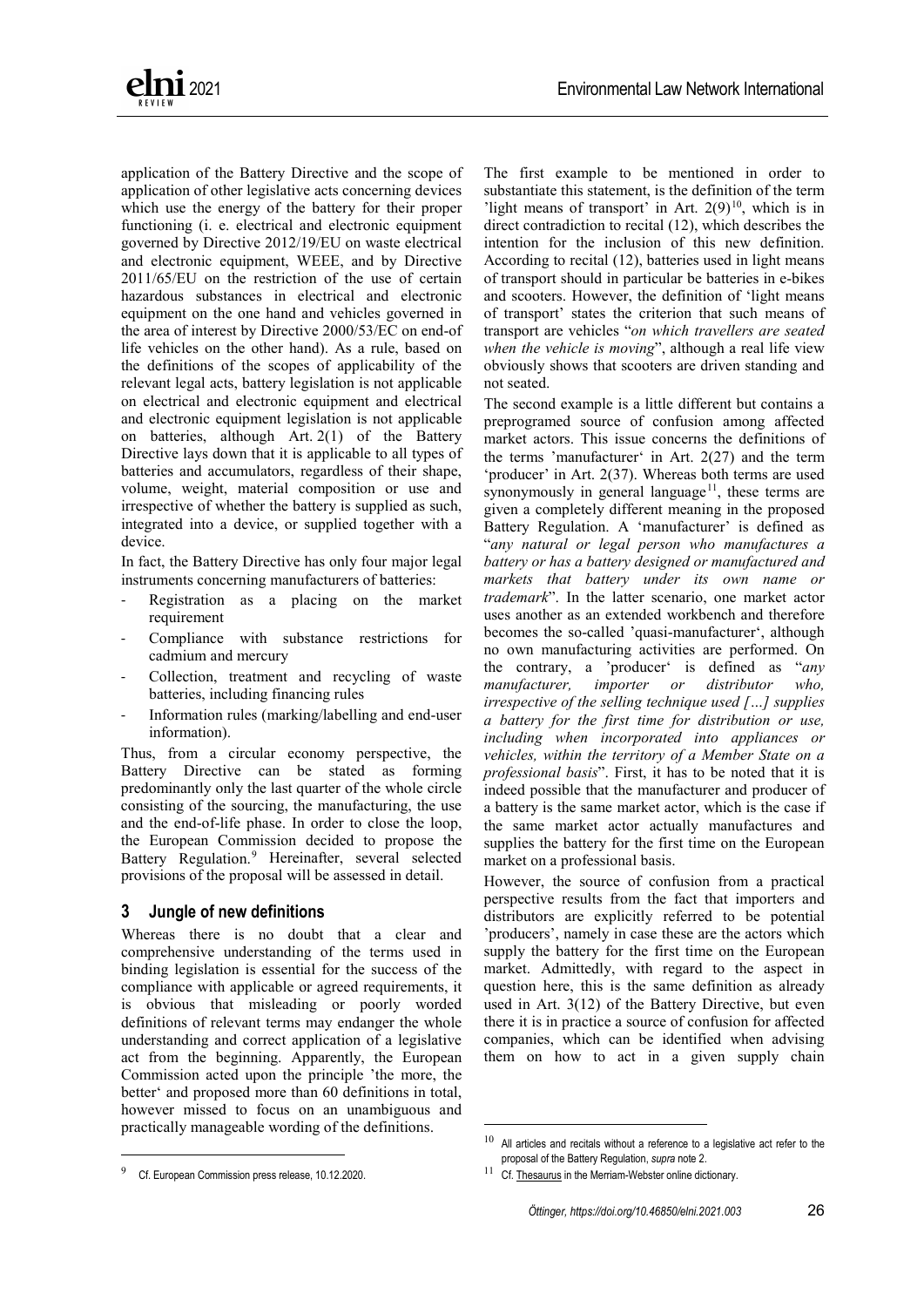application of the Battery Directive and the scope of application of other legislative acts concerning devices which use the energy of the battery for their proper functioning (i. e. electrical and electronic equipment governed by Directive 2012/19/EU on waste electrical and electronic equipment, WEEE, and by Directive 2011/65/EU on the restriction of the use of certain hazardous substances in electrical and electronic equipment on the one hand and vehicles governed in the area of interest by Directive 2000/53/EC on end-of life vehicles on the other hand). As a rule, based on the definitions of the scopes of applicability of the relevant legal acts, battery legislation is not applicable on electrical and electronic equipment and electrical and electronic equipment legislation is not applicable on batteries, although Art. 2(1) of the Battery Directive lays down that it is applicable to all types of batteries and accumulators, regardless of their shape, volume, weight, material composition or use and irrespective of whether the battery is supplied as such, integrated into a device, or supplied together with a device.

In fact, the Battery Directive has only four major legal instruments concerning manufacturers of batteries:

- Registration as a placing on the market requirement
- Compliance with substance restrictions for cadmium and mercury
- Collection, treatment and recycling of waste batteries, including financing rules
- Information rules (marking/labelling and end-user information).

Thus, from a circular economy perspective, the Battery Directive can be stated as forming predominantly only the last quarter of the whole circle consisting of the sourcing, the manufacturing, the use and the end-of-life phase. In order to close the loop, the European Commission decided to propose the Battery Regulation.[9] Hereinafter, several selected provisions of the proposal will be assessed in detail.

## 3 Jungle of new definitions

Whereas there is no doubt that a clear and comprehensive understanding of the terms used in binding legislation is essential for the success of the compliance with applicable or agreed requirements, it is obvious that misleading or poorly worded definitions of relevant terms may endanger the whole understanding and correct application of a legislative act from the beginning. Apparently, the European Commission acted upon the principle 'the more, the better' and proposed more than 60 definitions in total, however missed to focus on an unambiguous and practically manageable wording of the definitions.

The first example to be mentioned in order to substantiate this statement, is the definition of the term 'light means of transport' in Art. 2(9)[10], which is in direct contradiction to recital (12), which describes the intention for the inclusion of this new definition. According to recital (12), batteries used in light means of transport should in particular be batteries in e-bikes and scooters. However, the definition of 'light means of transport' states the criterion that such means of transport are vehicles "*on which travellers are seated when the vehicle is moving*", although a real life view obviously shows that scooters are driven standing and not seated.

The second example is a little different but contains a preprogramed source of confusion among affected market actors. This issue concerns the definitions of the terms 'manufacturer' in Art. 2(27) and the term 'producer' in Art. 2(37). Whereas both terms are used synonymously in general language[11], these terms are given a completely different meaning in the proposed Battery Regulation. A 'manufacturer' is defined as "*any natural or legal person who manufactures a battery or has a battery designed or manufactured and markets that battery under its own name or trademark*". In the latter scenario, one market actor uses another as an extended workbench and therefore becomes the so-called 'quasi-manufacturer', although no own manufacturing activities are performed. On the contrary, a 'producer' is defined as "*any manufacturer, importer or distributor who, irrespective of the selling technique used […] supplies a battery for the first time for distribution or use, including when incorporated into appliances or vehicles, within the territory of a Member State on a professional basis*". First, it has to be noted that it is indeed possible that the manufacturer and producer of a battery is the same market actor, which is the case if the same market actor actually manufactures and supplies the battery for the first time on the European market on a professional basis.

However, the source of confusion from a practical perspective results from the fact that importers and distributors are explicitly referred to be potential 'producers', namely in case these are the actors which supply the battery for the first time on the European market. Admittedly, with regard to the aspect in question here, this is the same definition as already used in Art. 3(12) of the Battery Directive, but even there it is in practice a source of confusion for affected companies, which can be identified when advising them on how to act in a given supply chain

---

[9] Cf. European Commission press release, 10.12.2020.

[10] All articles and recitals without a reference to a legislative act refer to the proposal of the Battery Regulation, *supra* note 2.

[11] Cf. Thesaurus in the Merriam-Webster online dictionary.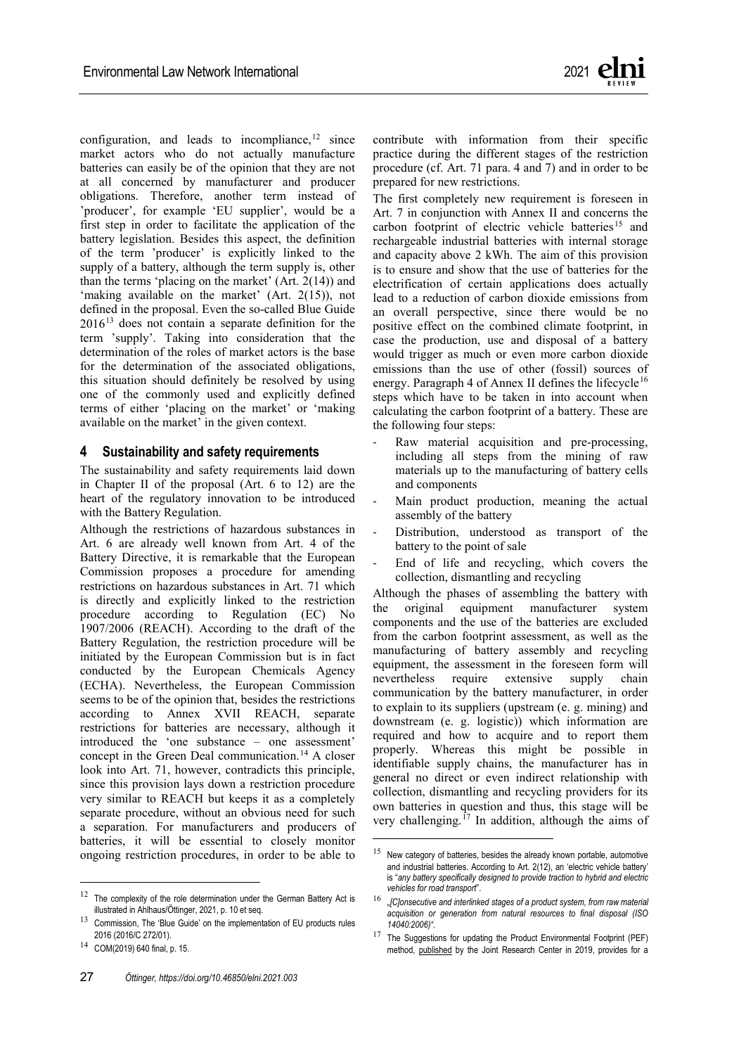configuration, and leads to incompliance,[12] since market actors who do not actually manufacture batteries can easily be of the opinion that they are not at all concerned by manufacturer and producer obligations. Therefore, another term instead of 'producer', for example 'EU supplier', would be a first step in order to facilitate the application of the battery legislation. Besides this aspect, the definition of the term 'producer' is explicitly linked to the supply of a battery, although the term supply is, other than the terms 'placing on the market' (Art. 2(14)) and 'making available on the market' (Art. 2(15)), not defined in the proposal. Even the so-called Blue Guide 2016[13] does not contain a separate definition for the term 'supply'. Taking into consideration that the determination of the roles of market actors is the base for the determination of the associated obligations, this situation should definitely be resolved by using one of the commonly used and explicitly defined terms of either 'placing on the market' or 'making available on the market' in the given context.

## 4 Sustainability and safety requirements

The sustainability and safety requirements laid down in Chapter II of the proposal (Art. 6 to 12) are the heart of the regulatory innovation to be introduced with the Battery Regulation.

Although the restrictions of hazardous substances in Art. 6 are already well known from Art. 4 of the Battery Directive, it is remarkable that the European Commission proposes a procedure for amending restrictions on hazardous substances in Art. 71 which is directly and explicitly linked to the restriction procedure according to Regulation (EC) No 1907/2006 (REACH). According to the draft of the Battery Regulation, the restriction procedure will be initiated by the European Commission but is in fact conducted by the European Chemicals Agency (ECHA). Nevertheless, the European Commission seems to be of the opinion that, besides the restrictions according to Annex XVII REACH, separate restrictions for batteries are necessary, although it introduced the 'one substance – one assessment' concept in the Green Deal communication.[14] A closer look into Art. 71, however, contradicts this principle, since this provision lays down a restriction procedure very similar to REACH but keeps it as a completely separate procedure, without an obvious need for such a separation. For manufacturers and producers of batteries, it will be essential to closely monitor ongoing restriction procedures, in order to be able to contribute with information from their specific practice during the different stages of the restriction procedure (cf. Art. 71 para. 4 and 7) and in order to be prepared for new restrictions.

The first completely new requirement is foreseen in Art. 7 in conjunction with Annex II and concerns the carbon footprint of electric vehicle batteries[15] and rechargeable industrial batteries with internal storage and capacity above 2 kWh. The aim of this provision is to ensure and show that the use of batteries for the electrification of certain applications does actually lead to a reduction of carbon dioxide emissions from an overall perspective, since there would be no positive effect on the combined climate footprint, in case the production, use and disposal of a battery would trigger as much or even more carbon dioxide emissions than the use of other (fossil) sources of energy. Paragraph 4 of Annex II defines the lifecycle[16] steps which have to be taken in into account when calculating the carbon footprint of a battery. These are the following four steps:

- Raw material acquisition and pre-processing, including all steps from the mining of raw materials up to the manufacturing of battery cells and components
- Main product production, meaning the actual assembly of the battery
- Distribution, understood as transport of the battery to the point of sale
- End of life and recycling, which covers the collection, dismantling and recycling

Although the phases of assembling the battery with the original equipment manufacturer system components and the use of the batteries are excluded from the carbon footprint assessment, as well as the manufacturing of battery assembly and recycling equipment, the assessment in the foreseen form will nevertheless require extensive supply chain communication by the battery manufacturer, in order to explain to its suppliers (upstream (e. g. mining) and downstream (e. g. logistic)) which information are required and how to acquire and to report them properly. Whereas this might be possible in identifiable supply chains, the manufacturer has in general no direct or even indirect relationship with collection, dismantling and recycling providers for its own batteries in question and thus, this stage will be very challenging.[17] In addition, although the aims of

---

[12] The complexity of the role determination under the German Battery Act is illustrated in Ahlhaus/Öttinger, 2021, p. 10 et seq.

[13] Commission, The 'Blue Guide' on the implementation of EU products rules 2016 (2016/C 272/01).

[14] COM(2019) 640 final, p. 15.

[15] New category of batteries, besides the already known portable, automotive and industrial batteries. According to Art. 2(12), an 'electric vehicle battery' is "*any battery specifically designed to provide traction to hybrid and electric vehicles for road transport*".

[16] „*[C]onsecutive and interlinked stages of a product system, from raw material acquisition or generation from natural resources to final disposal (ISO 14040:2006)*".

[17] The Suggestions for updating the Product Environmental Footprint (PEF) method, published by the Joint Research Center in 2019, provides for a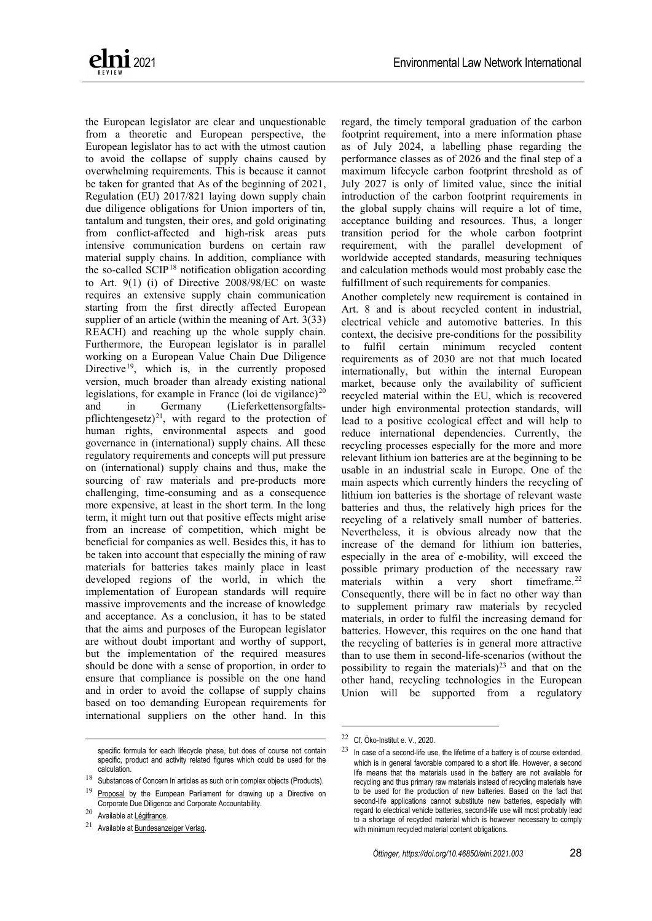the European legislator are clear and unquestionable from a theoretic and European perspective, the European legislator has to act with the utmost caution to avoid the collapse of supply chains caused by overwhelming requirements. This is because it cannot be taken for granted that As of the beginning of 2021, Regulation (EU) 2017/821 laying down supply chain due diligence obligations for Union importers of tin, tantalum and tungsten, their ores, and gold originating from conflict-affected and high-risk areas puts intensive communication burdens on certain raw material supply chains. In addition, compliance with the so-called SCIP[18] notification obligation according to Art. 9(1) (i) of Directive 2008/98/EC on waste requires an extensive supply chain communication starting from the first directly affected European supplier of an article (within the meaning of Art. 3(33) REACH) and reaching up the whole supply chain. Furthermore, the European legislator is in parallel working on a European Value Chain Due Diligence Directive[19], which is, in the currently proposed version, much broader than already existing national legislations, for example in France (loi de vigilance)[20] and in Germany (Lieferkettensorgfaltspflichtengesetz)[21], with regard to the protection of human rights, environmental aspects and good governance in (international) supply chains. All these regulatory requirements and concepts will put pressure on (international) supply chains and thus, make the sourcing of raw materials and pre-products more challenging, time-consuming and as a consequence more expensive, at least in the short term. In the long term, it might turn out that positive effects might arise from an increase of competition, which might be beneficial for companies as well. Besides this, it has to be taken into account that especially the mining of raw materials for batteries takes mainly place in least developed regions of the world, in which the implementation of European standards will require massive improvements and the increase of knowledge and acceptance. As a conclusion, it has to be stated that the aims and purposes of the European legislator are without doubt important and worthy of support, but the implementation of the required measures should be done with a sense of proportion, in order to ensure that compliance is possible on the one hand and in order to avoid the collapse of supply chains based on too demanding European requirements for international suppliers on the other hand. In this regard, the timely temporal graduation of the carbon footprint requirement, into a mere information phase as of July 2024, a labelling phase regarding the performance classes as of 2026 and the final step of a maximum lifecycle carbon footprint threshold as of July 2027 is only of limited value, since the initial introduction of the carbon footprint requirements in the global supply chains will require a lot of time, acceptance building and resources. Thus, a longer transition period for the whole carbon footprint requirement, with the parallel development of worldwide accepted standards, measuring techniques and calculation methods would most probably ease the fulfillment of such requirements for companies.

Another completely new requirement is contained in Art. 8 and is about recycled content in industrial, electrical vehicle and automotive batteries. In this context, the decisive pre-conditions for the possibility to fulfil certain minimum recycled content requirements as of 2030 are not that much located internationally, but within the internal European market, because only the availability of sufficient recycled material within the EU, which is recovered under high environmental protection standards, will lead to a positive ecological effect and will help to reduce international dependencies. Currently, the recycling processes especially for the more and more relevant lithium ion batteries are at the beginning to be usable in an industrial scale in Europe. One of the main aspects which currently hinders the recycling of lithium ion batteries is the shortage of relevant waste batteries and thus, the relatively high prices for the recycling of a relatively small number of batteries. Nevertheless, it is obvious already now that the increase of the demand for lithium ion batteries, especially in the area of e-mobility, will exceed the possible primary production of the necessary raw materials within a very short timeframe.[22] Consequently, there will be in fact no other way than to supplement primary raw materials by recycled materials, in order to fulfil the increasing demand for batteries. However, this requires on the one hand that the recycling of batteries is in general more attractive than to use them in second-life-scenarios (without the possibility to regain the materials)[23] and that on the other hand, recycling technologies in the European Union will be supported from a regulatory

---

specific formula for each lifecycle phase, but does of course not contain specific, product and activity related figures which could be used for the calculation.

[18] Substances of Concern In articles as such or in complex objects (Products).

[19] Proposal by the European Parliament for drawing up a Directive on Corporate Due Diligence and Corporate Accountability.

[20] Available at Légifrance.

[21] Available at Bundesanzeiger Verlag.

[22] Cf. Öko-Institut e. V., 2020.

[23] In case of a second-life use, the lifetime of a battery is of course extended, which is in general favorable compared to a short life. However, a second life means that the materials used in the battery are not available for recycling and thus primary raw materials instead of recycling materials have to be used for the production of new batteries. Based on the fact that second-life applications cannot substitute new batteries, especially with regard to electrical vehicle batteries, second-life use will most probably lead to a shortage of recycled material which is however necessary to comply with minimum recycled material content obligations.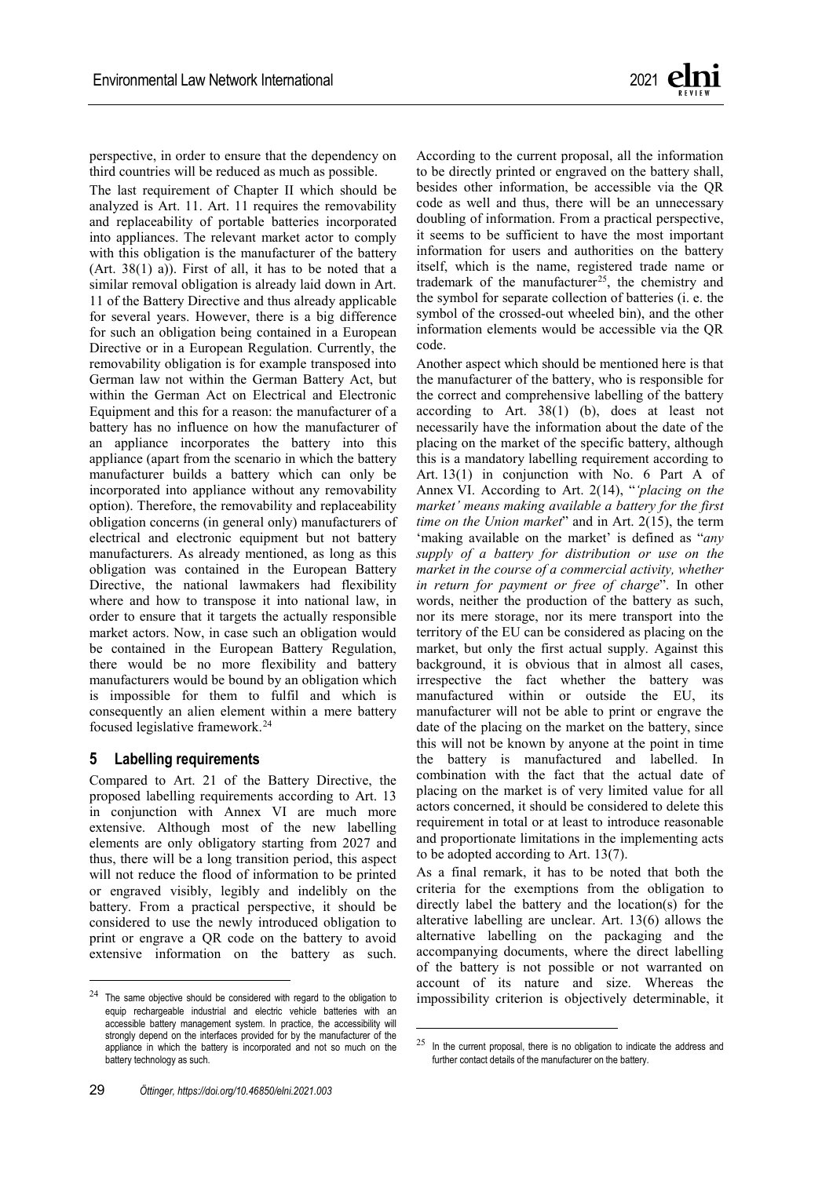perspective, in order to ensure that the dependency on third countries will be reduced as much as possible.

The last requirement of Chapter II which should be analyzed is Art. 11. Art. 11 requires the removability and replaceability of portable batteries incorporated into appliances. The relevant market actor to comply with this obligation is the manufacturer of the battery (Art. 38(1) a)). First of all, it has to be noted that a similar removal obligation is already laid down in Art. 11 of the Battery Directive and thus already applicable for several years. However, there is a big difference for such an obligation being contained in a European Directive or in a European Regulation. Currently, the removability obligation is for example transposed into German law not within the German Battery Act, but within the German Act on Electrical and Electronic Equipment and this for a reason: the manufacturer of a battery has no influence on how the manufacturer of an appliance incorporates the battery into this appliance (apart from the scenario in which the battery manufacturer builds a battery which can only be incorporated into appliance without any removability option). Therefore, the removability and replaceability obligation concerns (in general only) manufacturers of electrical and electronic equipment but not battery manufacturers. As already mentioned, as long as this obligation was contained in the European Battery Directive, the national lawmakers had flexibility where and how to transpose it into national law, in order to ensure that it targets the actually responsible market actors. Now, in case such an obligation would be contained in the European Battery Regulation, there would be no more flexibility and battery manufacturers would be bound by an obligation which is impossible for them to fulfil and which is consequently an alien element within a mere battery focused legislative framework.[24]

## 5 Labelling requirements

Compared to Art. 21 of the Battery Directive, the proposed labelling requirements according to Art. 13 in conjunction with Annex VI are much more extensive. Although most of the new labelling elements are only obligatory starting from 2027 and thus, there will be a long transition period, this aspect will not reduce the flood of information to be printed or engraved visibly, legibly and indelibly on the battery. From a practical perspective, it should be considered to use the newly introduced obligation to print or engrave a QR code on the battery to avoid extensive information on the battery as such. According to the current proposal, all the information to be directly printed or engraved on the battery shall, besides other information, be accessible via the QR code as well and thus, there will be an unnecessary doubling of information. From a practical perspective, it seems to be sufficient to have the most important information for users and authorities on the battery itself, which is the name, registered trade name or trademark of the manufacturer[25], the chemistry and the symbol for separate collection of batteries (i. e. the symbol of the crossed-out wheeled bin), and the other information elements would be accessible via the QR code.

Another aspect which should be mentioned here is that the manufacturer of the battery, who is responsible for the correct and comprehensive labelling of the battery according to Art. 38(1) (b), does at least not necessarily have the information about the date of the placing on the market of the specific battery, although this is a mandatory labelling requirement according to Art. 13(1) in conjunction with No. 6 Part A of Annex VI. According to Art. 2(14), "*'placing on the market' means making available a battery for the first time on the Union market*" and in Art. 2(15), the term 'making available on the market' is defined as "*any supply of a battery for distribution or use on the market in the course of a commercial activity, whether in return for payment or free of charge*". In other words, neither the production of the battery as such, nor its mere storage, nor its mere transport into the territory of the EU can be considered as placing on the market, but only the first actual supply. Against this background, it is obvious that in almost all cases, irrespective the fact whether the battery was manufactured within or outside the EU, its manufacturer will not be able to print or engrave the date of the placing on the market on the battery, since this will not be known by anyone at the point in time the battery is manufactured and labelled. In combination with the fact that the actual date of placing on the market is of very limited value for all actors concerned, it should be considered to delete this requirement in total or at least to introduce reasonable and proportionate limitations in the implementing acts to be adopted according to Art. 13(7).

As a final remark, it has to be noted that both the criteria for the exemptions from the obligation to directly label the battery and the location(s) for the alterative labelling are unclear. Art. 13(6) allows the alternative labelling on the packaging and the accompanying documents, where the direct labelling of the battery is not possible or not warranted on account of its nature and size. Whereas the impossibility criterion is objectively determinable, it

---

[24] The same objective should be considered with regard to the obligation to equip rechargeable industrial and electric vehicle batteries with an accessible battery management system. In practice, the accessibility will strongly depend on the interfaces provided for by the manufacturer of the appliance in which the battery is incorporated and not so much on the battery technology as such.

[25] In the current proposal, there is no obligation to indicate the address and further contact details of the manufacturer on the battery.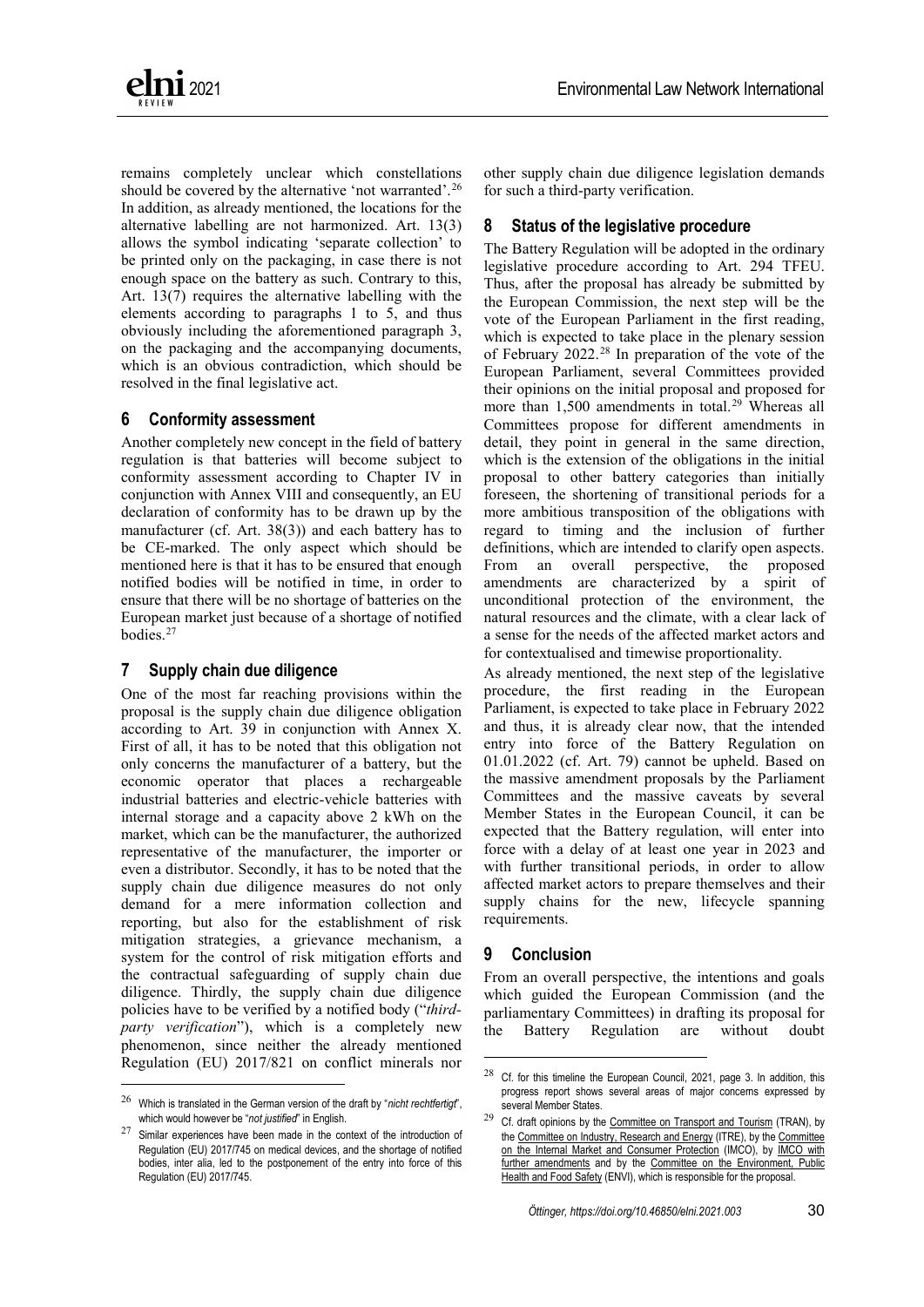remains completely unclear which constellations should be covered by the alternative 'not warranted'.[26] In addition, as already mentioned, the locations for the alternative labelling are not harmonized. Art. 13(3) allows the symbol indicating 'separate collection' to be printed only on the packaging, in case there is not enough space on the battery as such. Contrary to this, Art. 13(7) requires the alternative labelling with the elements according to paragraphs 1 to 5, and thus obviously including the aforementioned paragraph 3, on the packaging and the accompanying documents, which is an obvious contradiction, which should be resolved in the final legislative act.

## 6 Conformity assessment

Another completely new concept in the field of battery regulation is that batteries will become subject to conformity assessment according to Chapter IV in conjunction with Annex VIII and consequently, an EU declaration of conformity has to be drawn up by the manufacturer (cf. Art. 38(3)) and each battery has to be CE-marked. The only aspect which should be mentioned here is that it has to be ensured that enough notified bodies will be notified in time, in order to ensure that there will be no shortage of batteries on the European market just because of a shortage of notified bodies.[27]

## 7 Supply chain due diligence

One of the most far reaching provisions within the proposal is the supply chain due diligence obligation according to Art. 39 in conjunction with Annex X. First of all, it has to be noted that this obligation not only concerns the manufacturer of a battery, but the economic operator that places a rechargeable industrial batteries and electric-vehicle batteries with internal storage and a capacity above 2 kWh on the market, which can be the manufacturer, the authorized representative of the manufacturer, the importer or even a distributor. Secondly, it has to be noted that the supply chain due diligence measures do not only demand for a mere information collection and reporting, but also for the establishment of risk mitigation strategies, a grievance mechanism, a system for the control of risk mitigation efforts and the contractual safeguarding of supply chain due diligence. Thirdly, the supply chain due diligence policies have to be verified by a notified body ("*third-party verification*"), which is a completely new phenomenon, since neither the already mentioned Regulation (EU) 2017/821 on conflict minerals nor other supply chain due diligence legislation demands for such a third-party verification.

## 8 Status of the legislative procedure

The Battery Regulation will be adopted in the ordinary legislative procedure according to Art. 294 TFEU. Thus, after the proposal has already be submitted by the European Commission, the next step will be the vote of the European Parliament in the first reading, which is expected to take place in the plenary session of February 2022.[28] In preparation of the vote of the European Parliament, several Committees provided their opinions on the initial proposal and proposed for more than 1,500 amendments in total.[29] Whereas all Committees propose for different amendments in detail, they point in general in the same direction, which is the extension of the obligations in the initial proposal to other battery categories than initially foreseen, the shortening of transitional periods for a more ambitious transposition of the obligations with regard to timing and the inclusion of further definitions, which are intended to clarify open aspects. From an overall perspective, the proposed amendments are characterized by a spirit of unconditional protection of the environment, the natural resources and the climate, with a clear lack of a sense for the needs of the affected market actors and for contextualised and timewise proportionality.

As already mentioned, the next step of the legislative procedure, the first reading in the European Parliament, is expected to take place in February 2022 and thus, it is already clear now, that the intended entry into force of the Battery Regulation on 01.01.2022 (cf. Art. 79) cannot be upheld. Based on the massive amendment proposals by the Parliament Committees and the massive caveats by several Member States in the European Council, it can be expected that the Battery regulation, will enter into force with a delay of at least one year in 2023 and with further transitional periods, in order to allow affected market actors to prepare themselves and their supply chains for the new, lifecycle spanning requirements.

## 9 Conclusion

From an overall perspective, the intentions and goals which guided the European Commission (and the parliamentary Committees) in drafting its proposal for the Battery Regulation are without doubt

---

[26] Which is translated in the German version of the draft by "*nicht rechtfertigt*", which would however be "*not justified*" in English.

[27] Similar experiences have been made in the context of the introduction of Regulation (EU) 2017/745 on medical devices, and the shortage of notified bodies, inter alia, led to the postponement of the entry into force of this Regulation (EU) 2017/745.

[28] Cf. for this timeline the European Council, 2021, page 3. In addition, this progress report shows several areas of major concerns expressed by several Member States.

[29] Cf. draft opinions by the Committee on Transport and Tourism (TRAN), by the Committee on Industry, Research and Energy (ITRE), by the Committee on the Internal Market and Consumer Protection (IMCO), by IMCO with further amendments and by the Committee on the Environment, Public Health and Food Safety (ENVI), which is responsible for the proposal.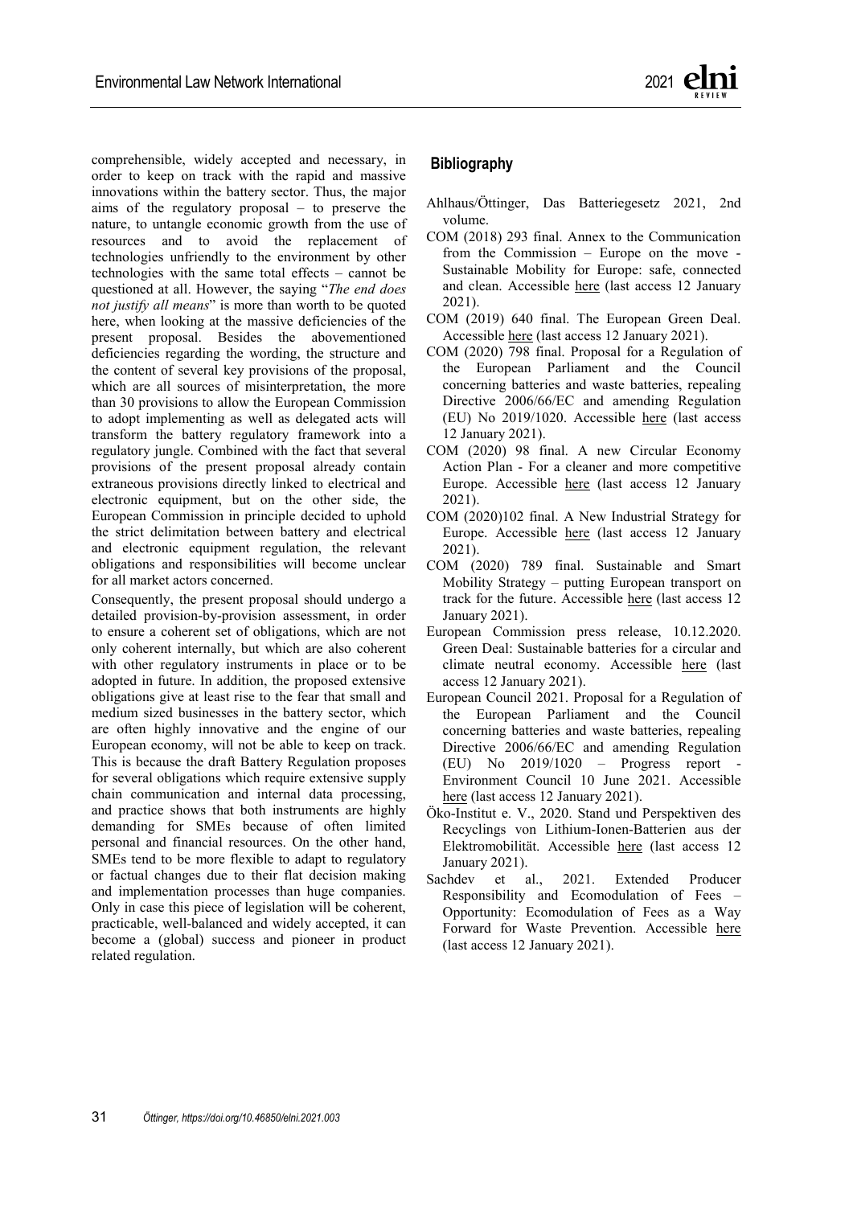comprehensible, widely accepted and necessary, in order to keep on track with the rapid and massive innovations within the battery sector. Thus, the major aims of the regulatory proposal – to preserve the nature, to untangle economic growth from the use of resources and to avoid the replacement of technologies unfriendly to the environment by other technologies with the same total effects – cannot be questioned at all. However, the saying "*The end does not justify all means*" is more than worth to be quoted here, when looking at the massive deficiencies of the present proposal. Besides the abovementioned deficiencies regarding the wording, the structure and the content of several key provisions of the proposal, which are all sources of misinterpretation, the more than 30 provisions to allow the European Commission to adopt implementing as well as delegated acts will transform the battery regulatory framework into a regulatory jungle. Combined with the fact that several provisions of the present proposal already contain extraneous provisions directly linked to electrical and electronic equipment, but on the other side, the European Commission in principle decided to uphold the strict delimitation between battery and electrical and electronic equipment regulation, the relevant obligations and responsibilities will become unclear for all market actors concerned.

Consequently, the present proposal should undergo a detailed provision-by-provision assessment, in order to ensure a coherent set of obligations, which are not only coherent internally, but which are also coherent with other regulatory instruments in place or to be adopted in future. In addition, the proposed extensive obligations give at least rise to the fear that small and medium sized businesses in the battery sector, which are often highly innovative and the engine of our European economy, will not be able to keep on track. This is because the draft Battery Regulation proposes for several obligations which require extensive supply chain communication and internal data processing, and practice shows that both instruments are highly demanding for SMEs because of often limited personal and financial resources. On the other hand, SMEs tend to be more flexible to adapt to regulatory or factual changes due to their flat decision making and implementation processes than huge companies. Only in case this piece of legislation will be coherent, practicable, well-balanced and widely accepted, it can become a (global) success and pioneer in product related regulation.

## Bibliography

Ahlhaus/Öttinger, Das Batteriegesetz 2021, 2nd volume.

COM (2018) 293 final. Annex to the Communication from the Commission – Europe on the move - Sustainable Mobility for Europe: safe, connected and clean. Accessible here (last access 12 January 2021).

COM (2019) 640 final. The European Green Deal. Accessible here (last access 12 January 2021).

COM (2020) 798 final. Proposal for a Regulation of the European Parliament and the Council concerning batteries and waste batteries, repealing Directive 2006/66/EC and amending Regulation (EU) No 2019/1020. Accessible here (last access 12 January 2021).

COM (2020) 98 final. A new Circular Economy Action Plan - For a cleaner and more competitive Europe. Accessible here (last access 12 January 2021).

COM (2020)102 final. A New Industrial Strategy for Europe. Accessible here (last access 12 January 2021).

COM (2020) 789 final. Sustainable and Smart Mobility Strategy – putting European transport on track for the future. Accessible here (last access 12 January 2021).

European Commission press release, 10.12.2020. Green Deal: Sustainable batteries for a circular and climate neutral economy. Accessible here (last access 12 January 2021).

European Council 2021. Proposal for a Regulation of the European Parliament and the Council concerning batteries and waste batteries, repealing Directive 2006/66/EC and amending Regulation (EU) No 2019/1020 – Progress report - Environment Council 10 June 2021. Accessible here (last access 12 January 2021).

Öko-Institut e. V., 2020. Stand und Perspektiven des Recyclings von Lithium-Ionen-Batterien aus der Elektromobilität. Accessible here (last access 12 January 2021).

Sachdev et al., 2021. Extended Producer Responsibility and Ecomodulation of Fees – Opportunity: Ecomodulation of Fees as a Way Forward for Waste Prevention. Accessible here (last access 12 January 2021).